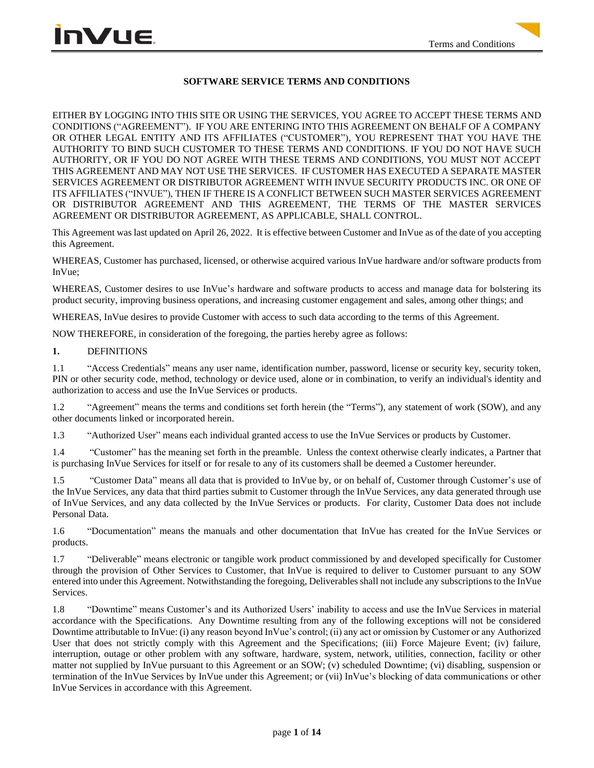# SOFTWARE SERVICE TERMS AND CONDITIONS

EITHER BY LOGGING INTO THIS SITE OR USING THE SERVICES, YOU AGREE TO ACCEPT THESE TERMS AND CONDITIONS ("AGREEMENT"). IF YOU ARE ENTERING INTO THIS AGREEMENT ON BEHALF OF A COMPANY OR OTHER LEGAL ENTITY AND ITS AFFILIATES ("CUSTOMER"), YOU REPRESENT THAT YOU HAVE THE AUTHORITY TO BIND SUCH CUSTOMER TO THESE TERMS AND CONDITIONS. IF YOU DO NOT HAVE SUCH AUTHORITY, OR IF YOU DO NOT AGREE WITH THESE TERMS AND CONDITIONS, YOU MUST NOT ACCEPT THIS AGREEMENT AND MAY NOT USE THE SERVICES. IF CUSTOMER HAS EXECUTED A SEPARATE MASTER SERVICES AGREEMENT OR DISTRIBUTOR AGREEMENT WITH INVUE SECURITY PRODUCTS INC. OR ONE OF ITS AFFILIATES ("INVUE"), THEN IF THERE IS A CONFLICT BETWEEN SUCH MASTER SERVICES AGREEMENT OR DISTRIBUTOR AGREEMENT AND THIS AGREEMENT, THE TERMS OF THE MASTER SERVICES AGREEMENT OR DISTRIBUTOR AGREEMENT, AS APPLICABLE, SHALL CONTROL.

This Agreement was last updated on April 26, 2022. It is effective between Customer and InVue as of the date of you accepting this Agreement.

WHEREAS, Customer has purchased, licensed, or otherwise acquired various InVue hardware and/or software products from InVue;

WHEREAS, Customer desires to use InVue's hardware and software products to access and manage data for bolstering its product security, improving business operations, and increasing customer engagement and sales, among other things; and

WHEREAS, InVue desires to provide Customer with access to such data according to the terms of this Agreement.

NOW THEREFORE, in consideration of the foregoing, the parties hereby agree as follows:

## 1. DEFINITIONS

1.1 "Access Credentials" means any user name, identification number, password, license or security key, security token, PIN or other security code, method, technology or device used, alone or in combination, to verify an individual's identity and authorization to access and use the InVue Services or products.

1.2 "Agreement" means the terms and conditions set forth herein (the "Terms"), any statement of work (SOW), and any other documents linked or incorporated herein.

1.3 "Authorized User" means each individual granted access to use the InVue Services or products by Customer.

1.4 "Customer" has the meaning set forth in the preamble. Unless the context otherwise clearly indicates, a Partner that is purchasing InVue Services for itself or for resale to any of its customers shall be deemed a Customer hereunder.

1.5 "Customer Data" means all data that is provided to InVue by, or on behalf of, Customer through Customer's use of the InVue Services, any data that third parties submit to Customer through the InVue Services, any data generated through use of InVue Services, and any data collected by the InVue Services or products. For clarity, Customer Data does not include Personal Data.

1.6 "Documentation" means the manuals and other documentation that InVue has created for the InVue Services or products.

1.7 "Deliverable" means electronic or tangible work product commissioned by and developed specifically for Customer through the provision of Other Services to Customer, that InVue is required to deliver to Customer pursuant to any SOW entered into under this Agreement. Notwithstanding the foregoing, Deliverables shall not include any subscriptions to the InVue Services.

1.8 "Downtime" means Customer's and its Authorized Users' inability to access and use the InVue Services in material accordance with the Specifications. Any Downtime resulting from any of the following exceptions will not be considered Downtime attributable to InVue: (i) any reason beyond InVue's control; (ii) any act or omission by Customer or any Authorized User that does not strictly comply with this Agreement and the Specifications; (iii) Force Majeure Event; (iv) failure, interruption, outage or other problem with any software, hardware, system, network, utilities, connection, facility or other matter not supplied by InVue pursuant to this Agreement or an SOW; (v) scheduled Downtime; (vi) disabling, suspension or termination of the InVue Services by InVue under this Agreement; or (vii) InVue's blocking of data communications or other InVue Services in accordance with this Agreement.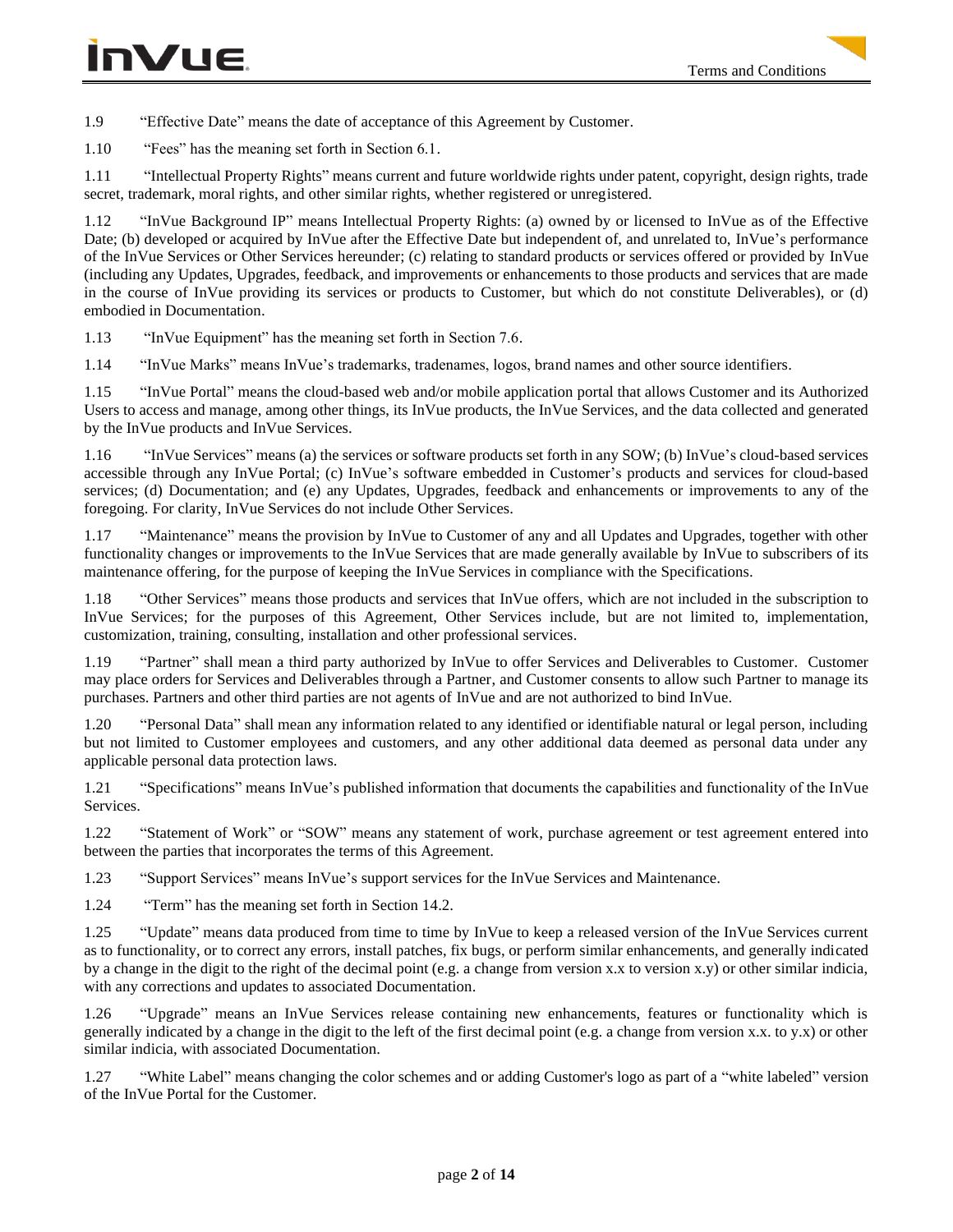1.9 "Effective Date" means the date of acceptance of this Agreement by Customer.

1.10 "Fees" has the meaning set forth in Section 6.1.

1.11 "Intellectual Property Rights" means current and future worldwide rights under patent, copyright, design rights, trade secret, trademark, moral rights, and other similar rights, whether registered or unregistered.

1.12 "InVue Background IP" means Intellectual Property Rights: (a) owned by or licensed to InVue as of the Effective Date; (b) developed or acquired by InVue after the Effective Date but independent of, and unrelated to, InVue's performance of the InVue Services or Other Services hereunder; (c) relating to standard products or services offered or provided by InVue (including any Updates, Upgrades, feedback, and improvements or enhancements to those products and services that are made in the course of InVue providing its services or products to Customer, but which do not constitute Deliverables), or (d) embodied in Documentation.

1.13 "InVue Equipment" has the meaning set forth in Section 7.6.

1.14 "InVue Marks" means InVue's trademarks, tradenames, logos, brand names and other source identifiers.

1.15 "InVue Portal" means the cloud-based web and/or mobile application portal that allows Customer and its Authorized Users to access and manage, among other things, its InVue products, the InVue Services, and the data collected and generated by the InVue products and InVue Services.

1.16 "InVue Services" means (a) the services or software products set forth in any SOW; (b) InVue's cloud-based services accessible through any InVue Portal; (c) InVue's software embedded in Customer's products and services for cloud-based services; (d) Documentation; and (e) any Updates, Upgrades, feedback and enhancements or improvements to any of the foregoing. For clarity, InVue Services do not include Other Services.

1.17 "Maintenance" means the provision by InVue to Customer of any and all Updates and Upgrades, together with other functionality changes or improvements to the InVue Services that are made generally available by InVue to subscribers of its maintenance offering, for the purpose of keeping the InVue Services in compliance with the Specifications.

1.18 "Other Services" means those products and services that InVue offers, which are not included in the subscription to InVue Services; for the purposes of this Agreement, Other Services include, but are not limited to, implementation, customization, training, consulting, installation and other professional services.

1.19 "Partner" shall mean a third party authorized by InVue to offer Services and Deliverables to Customer. Customer may place orders for Services and Deliverables through a Partner, and Customer consents to allow such Partner to manage its purchases. Partners and other third parties are not agents of InVue and are not authorized to bind InVue.

1.20 "Personal Data" shall mean any information related to any identified or identifiable natural or legal person, including but not limited to Customer employees and customers, and any other additional data deemed as personal data under any applicable personal data protection laws.

1.21 "Specifications" means InVue's published information that documents the capabilities and functionality of the InVue Services.

1.22 "Statement of Work" or "SOW" means any statement of work, purchase agreement or test agreement entered into between the parties that incorporates the terms of this Agreement.

1.23 "Support Services" means InVue's support services for the InVue Services and Maintenance.

1.24 "Term" has the meaning set forth in Section 14.2.

1.25 "Update" means data produced from time to time by InVue to keep a released version of the InVue Services current as to functionality, or to correct any errors, install patches, fix bugs, or perform similar enhancements, and generally indicated by a change in the digit to the right of the decimal point (e.g. a change from version x.x to version x.y) or other similar indicia, with any corrections and updates to associated Documentation.

1.26 "Upgrade" means an InVue Services release containing new enhancements, features or functionality which is generally indicated by a change in the digit to the left of the first decimal point (e.g. a change from version x.x. to y.x) or other similar indicia, with associated Documentation.

1.27 "White Label" means changing the color schemes and or adding Customer's logo as part of a "white labeled" version of the InVue Portal for the Customer.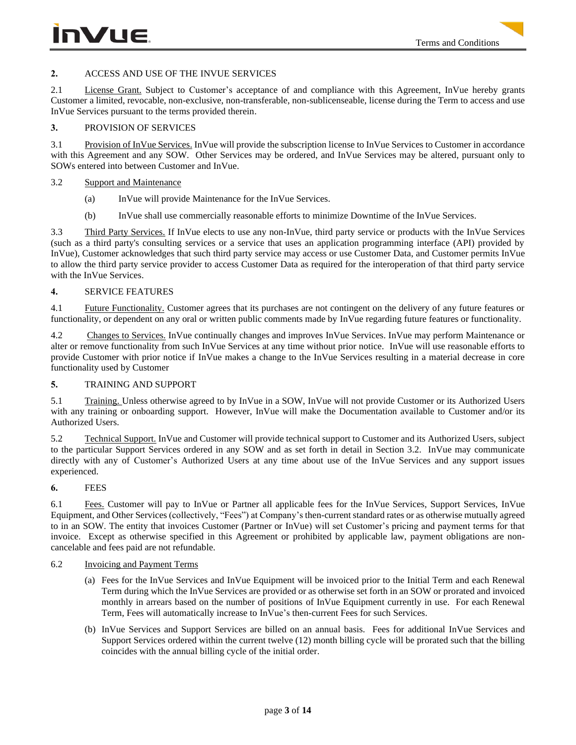**2.** ACCESS AND USE OF THE INVUE SERVICES

2.1 License Grant. Subject to Customer's acceptance of and compliance with this Agreement, InVue hereby grants Customer a limited, revocable, non-exclusive, non-transferable, non-sublicenseable, license during the Term to access and use InVue Services pursuant to the terms provided therein.

**3.** PROVISION OF SERVICES

3.1 Provision of InVue Services. InVue will provide the subscription license to InVue Services to Customer in accordance with this Agreement and any SOW. Other Services may be ordered, and InVue Services may be altered, pursuant only to SOWs entered into between Customer and InVue.

3.2 Support and Maintenance

(a) InVue will provide Maintenance for the InVue Services.

(b) InVue shall use commercially reasonable efforts to minimize Downtime of the InVue Services.

3.3 Third Party Services. If InVue elects to use any non-InVue, third party service or products with the InVue Services (such as a third party's consulting services or a service that uses an application programming interface (API) provided by InVue), Customer acknowledges that such third party service may access or use Customer Data, and Customer permits InVue to allow the third party service provider to access Customer Data as required for the interoperation of that third party service with the InVue Services.

**4.** SERVICE FEATURES

4.1 Future Functionality. Customer agrees that its purchases are not contingent on the delivery of any future features or functionality, or dependent on any oral or written public comments made by InVue regarding future features or functionality.

4.2 Changes to Services. InVue continually changes and improves InVue Services. InVue may perform Maintenance or alter or remove functionality from such InVue Services at any time without prior notice. InVue will use reasonable efforts to provide Customer with prior notice if InVue makes a change to the InVue Services resulting in a material decrease in core functionality used by Customer

**5.** TRAINING AND SUPPORT

5.1 Training. Unless otherwise agreed to by InVue in a SOW, InVue will not provide Customer or its Authorized Users with any training or onboarding support. However, InVue will make the Documentation available to Customer and/or its Authorized Users.

5.2 Technical Support. InVue and Customer will provide technical support to Customer and its Authorized Users, subject to the particular Support Services ordered in any SOW and as set forth in detail in Section 3.2. InVue may communicate directly with any of Customer's Authorized Users at any time about use of the InVue Services and any support issues experienced.

**6.** FEES

6.1 Fees. Customer will pay to InVue or Partner all applicable fees for the InVue Services, Support Services, InVue Equipment, and Other Services (collectively, "Fees") at Company's then-current standard rates or as otherwise mutually agreed to in an SOW. The entity that invoices Customer (Partner or InVue) will set Customer's pricing and payment terms for that invoice. Except as otherwise specified in this Agreement or prohibited by applicable law, payment obligations are non-cancelable and fees paid are not refundable.

6.2 Invoicing and Payment Terms

(a) Fees for the InVue Services and InVue Equipment will be invoiced prior to the Initial Term and each Renewal Term during which the InVue Services are provided or as otherwise set forth in an SOW or prorated and invoiced monthly in arrears based on the number of positions of InVue Equipment currently in use. For each Renewal Term, Fees will automatically increase to InVue's then-current Fees for such Services.

(b) InVue Services and Support Services are billed on an annual basis. Fees for additional InVue Services and Support Services ordered within the current twelve (12) month billing cycle will be prorated such that the billing coincides with the annual billing cycle of the initial order.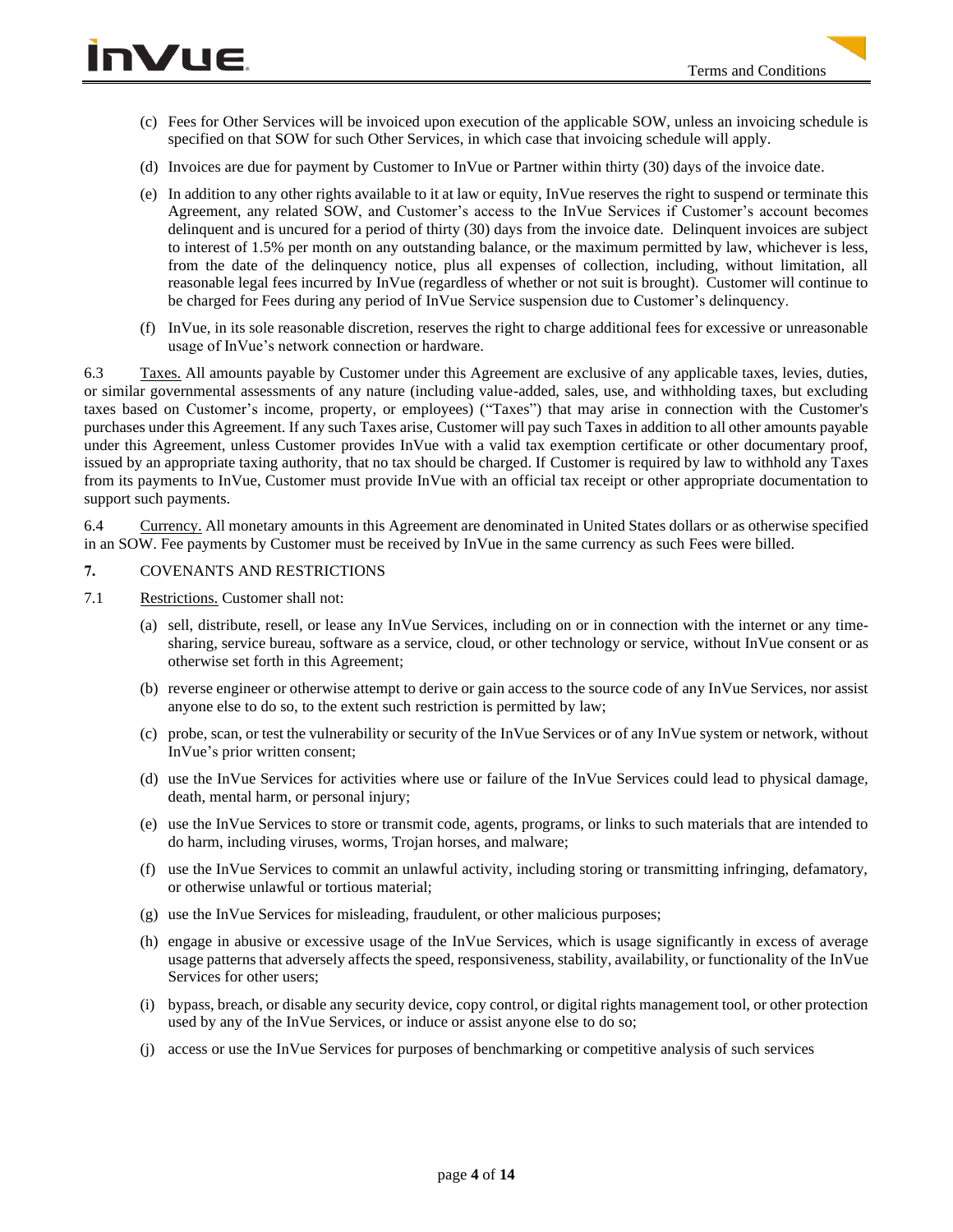(c) Fees for Other Services will be invoiced upon execution of the applicable SOW, unless an invoicing schedule is specified on that SOW for such Other Services, in which case that invoicing schedule will apply.

(d) Invoices are due for payment by Customer to InVue or Partner within thirty (30) days of the invoice date.

(e) In addition to any other rights available to it at law or equity, InVue reserves the right to suspend or terminate this Agreement, any related SOW, and Customer's access to the InVue Services if Customer's account becomes delinquent and is uncured for a period of thirty (30) days from the invoice date. Delinquent invoices are subject to interest of 1.5% per month on any outstanding balance, or the maximum permitted by law, whichever is less, from the date of the delinquency notice, plus all expenses of collection, including, without limitation, all reasonable legal fees incurred by InVue (regardless of whether or not suit is brought). Customer will continue to be charged for Fees during any period of InVue Service suspension due to Customer's delinquency.

(f) InVue, in its sole reasonable discretion, reserves the right to charge additional fees for excessive or unreasonable usage of InVue's network connection or hardware.

6.3 Taxes. All amounts payable by Customer under this Agreement are exclusive of any applicable taxes, levies, duties, or similar governmental assessments of any nature (including value-added, sales, use, and withholding taxes, but excluding taxes based on Customer's income, property, or employees) ("Taxes") that may arise in connection with the Customer's purchases under this Agreement. If any such Taxes arise, Customer will pay such Taxes in addition to all other amounts payable under this Agreement, unless Customer provides InVue with a valid tax exemption certificate or other documentary proof, issued by an appropriate taxing authority, that no tax should be charged. If Customer is required by law to withhold any Taxes from its payments to InVue, Customer must provide InVue with an official tax receipt or other appropriate documentation to support such payments.

6.4 Currency. All monetary amounts in this Agreement are denominated in United States dollars or as otherwise specified in an SOW. Fee payments by Customer must be received by InVue in the same currency as such Fees were billed.

**7.** COVENANTS AND RESTRICTIONS

7.1 Restrictions. Customer shall not:

(a) sell, distribute, resell, or lease any InVue Services, including on or in connection with the internet or any time-sharing, service bureau, software as a service, cloud, or other technology or service, without InVue consent or as otherwise set forth in this Agreement;

(b) reverse engineer or otherwise attempt to derive or gain access to the source code of any InVue Services, nor assist anyone else to do so, to the extent such restriction is permitted by law;

(c) probe, scan, or test the vulnerability or security of the InVue Services or of any InVue system or network, without InVue's prior written consent;

(d) use the InVue Services for activities where use or failure of the InVue Services could lead to physical damage, death, mental harm, or personal injury;

(e) use the InVue Services to store or transmit code, agents, programs, or links to such materials that are intended to do harm, including viruses, worms, Trojan horses, and malware;

(f) use the InVue Services to commit an unlawful activity, including storing or transmitting infringing, defamatory, or otherwise unlawful or tortious material;

(g) use the InVue Services for misleading, fraudulent, or other malicious purposes;

(h) engage in abusive or excessive usage of the InVue Services, which is usage significantly in excess of average usage patterns that adversely affects the speed, responsiveness, stability, availability, or functionality of the InVue Services for other users;

(i) bypass, breach, or disable any security device, copy control, or digital rights management tool, or other protection used by any of the InVue Services, or induce or assist anyone else to do so;

(j) access or use the InVue Services for purposes of benchmarking or competitive analysis of such services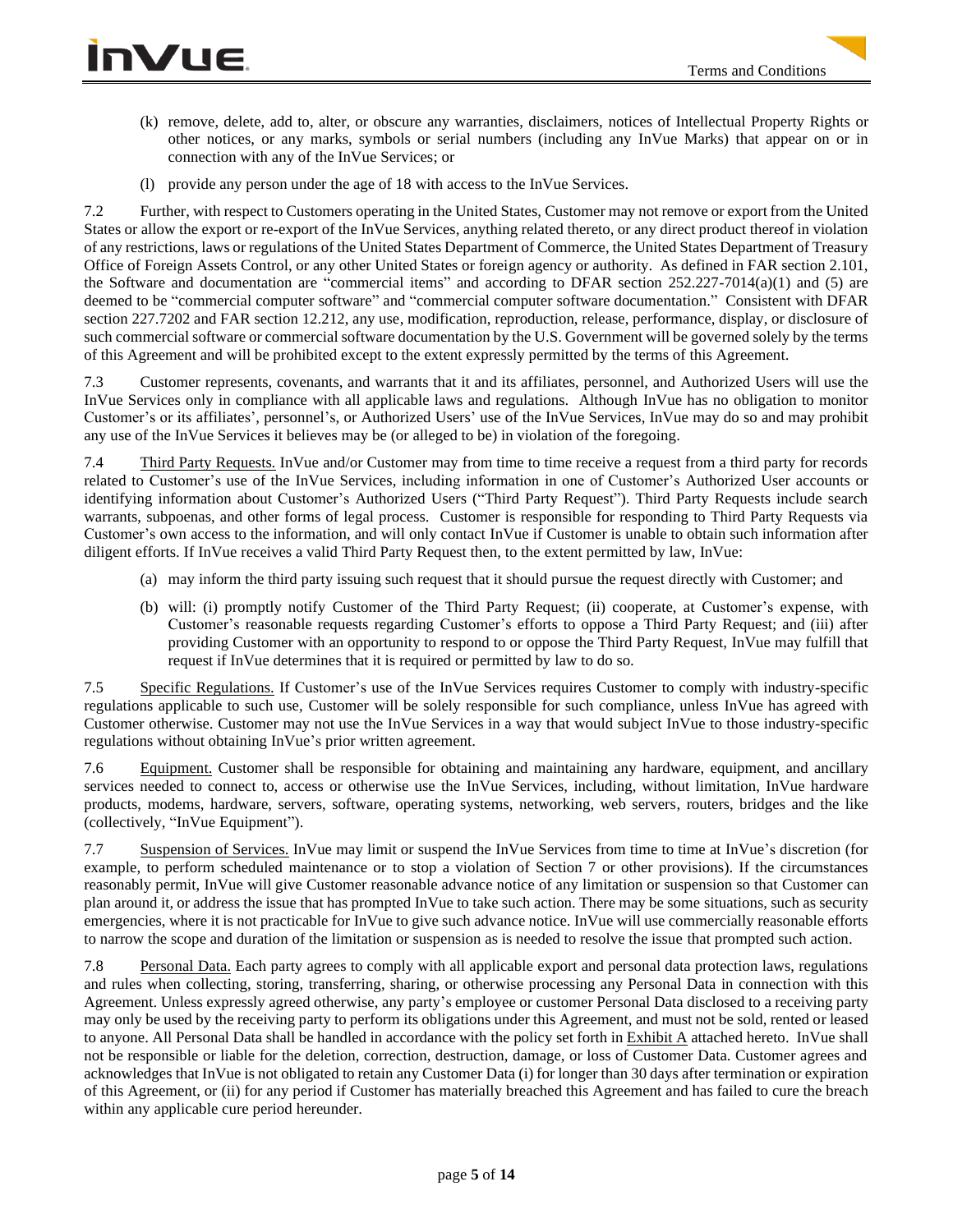(k) remove, delete, add to, alter, or obscure any warranties, disclaimers, notices of Intellectual Property Rights or other notices, or any marks, symbols or serial numbers (including any InVue Marks) that appear on or in connection with any of the InVue Services; or

(l) provide any person under the age of 18 with access to the InVue Services.

7.2 Further, with respect to Customers operating in the United States, Customer may not remove or export from the United States or allow the export or re-export of the InVue Services, anything related thereto, or any direct product thereof in violation of any restrictions, laws or regulations of the United States Department of Commerce, the United States Department of Treasury Office of Foreign Assets Control, or any other United States or foreign agency or authority. As defined in FAR section 2.101, the Software and documentation are "commercial items" and according to DFAR section 252.227-7014(a)(1) and (5) are deemed to be "commercial computer software" and "commercial computer software documentation." Consistent with DFAR section 227.7202 and FAR section 12.212, any use, modification, reproduction, release, performance, display, or disclosure of such commercial software or commercial software documentation by the U.S. Government will be governed solely by the terms of this Agreement and will be prohibited except to the extent expressly permitted by the terms of this Agreement.

7.3 Customer represents, covenants, and warrants that it and its affiliates, personnel, and Authorized Users will use the InVue Services only in compliance with all applicable laws and regulations. Although InVue has no obligation to monitor Customer's or its affiliates', personnel's, or Authorized Users' use of the InVue Services, InVue may do so and may prohibit any use of the InVue Services it believes may be (or alleged to be) in violation of the foregoing.

7.4 Third Party Requests. InVue and/or Customer may from time to time receive a request from a third party for records related to Customer's use of the InVue Services, including information in one of Customer's Authorized User accounts or identifying information about Customer's Authorized Users ("Third Party Request"). Third Party Requests include search warrants, subpoenas, and other forms of legal process. Customer is responsible for responding to Third Party Requests via Customer's own access to the information, and will only contact InVue if Customer is unable to obtain such information after diligent efforts. If InVue receives a valid Third Party Request then, to the extent permitted by law, InVue:

(a) may inform the third party issuing such request that it should pursue the request directly with Customer; and

(b) will: (i) promptly notify Customer of the Third Party Request; (ii) cooperate, at Customer's expense, with Customer's reasonable requests regarding Customer's efforts to oppose a Third Party Request; and (iii) after providing Customer with an opportunity to respond to or oppose the Third Party Request, InVue may fulfill that request if InVue determines that it is required or permitted by law to do so.

7.5 Specific Regulations. If Customer's use of the InVue Services requires Customer to comply with industry-specific regulations applicable to such use, Customer will be solely responsible for such compliance, unless InVue has agreed with Customer otherwise. Customer may not use the InVue Services in a way that would subject InVue to those industry-specific regulations without obtaining InVue's prior written agreement.

7.6 Equipment. Customer shall be responsible for obtaining and maintaining any hardware, equipment, and ancillary services needed to connect to, access or otherwise use the InVue Services, including, without limitation, InVue hardware products, modems, hardware, servers, software, operating systems, networking, web servers, routers, bridges and the like (collectively, "InVue Equipment").

7.7 Suspension of Services. InVue may limit or suspend the InVue Services from time to time at InVue's discretion (for example, to perform scheduled maintenance or to stop a violation of Section 7 or other provisions). If the circumstances reasonably permit, InVue will give Customer reasonable advance notice of any limitation or suspension so that Customer can plan around it, or address the issue that has prompted InVue to take such action. There may be some situations, such as security emergencies, where it is not practicable for InVue to give such advance notice. InVue will use commercially reasonable efforts to narrow the scope and duration of the limitation or suspension as is needed to resolve the issue that prompted such action.

7.8 Personal Data. Each party agrees to comply with all applicable export and personal data protection laws, regulations and rules when collecting, storing, transferring, sharing, or otherwise processing any Personal Data in connection with this Agreement. Unless expressly agreed otherwise, any party's employee or customer Personal Data disclosed to a receiving party may only be used by the receiving party to perform its obligations under this Agreement, and must not be sold, rented or leased to anyone. All Personal Data shall be handled in accordance with the policy set forth in Exhibit A attached hereto. InVue shall not be responsible or liable for the deletion, correction, destruction, damage, or loss of Customer Data. Customer agrees and acknowledges that InVue is not obligated to retain any Customer Data (i) for longer than 30 days after termination or expiration of this Agreement, or (ii) for any period if Customer has materially breached this Agreement and has failed to cure the breach within any applicable cure period hereunder.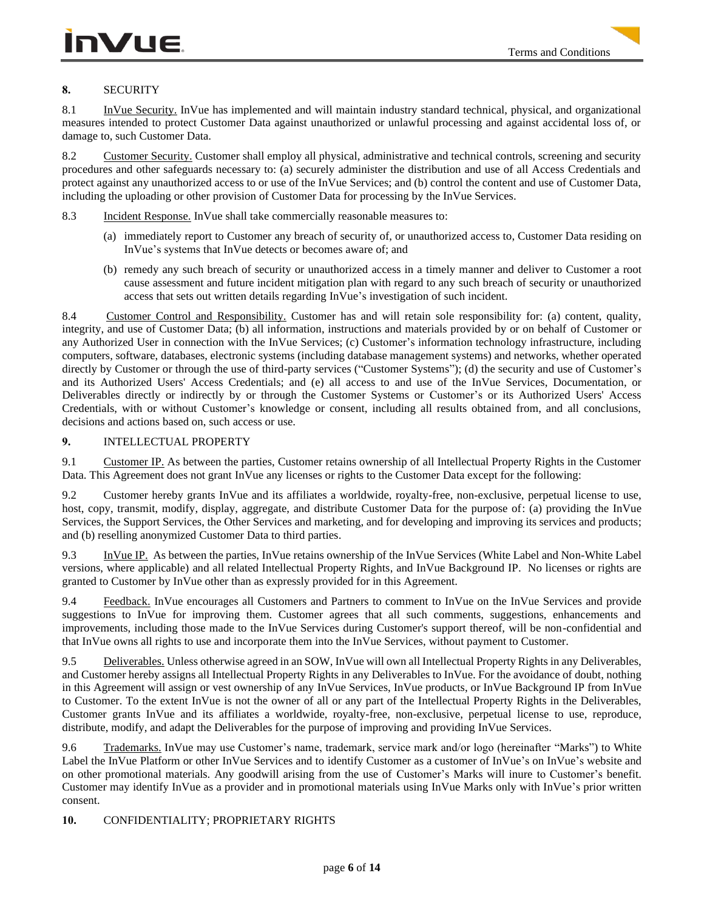## 8. SECURITY

8.1 InVue Security. InVue has implemented and will maintain industry standard technical, physical, and organizational measures intended to protect Customer Data against unauthorized or unlawful processing and against accidental loss of, or damage to, such Customer Data.

8.2 Customer Security. Customer shall employ all physical, administrative and technical controls, screening and security procedures and other safeguards necessary to: (a) securely administer the distribution and use of all Access Credentials and protect against any unauthorized access to or use of the InVue Services; and (b) control the content and use of Customer Data, including the uploading or other provision of Customer Data for processing by the InVue Services.

8.3 Incident Response. InVue shall take commercially reasonable measures to:

(a) immediately report to Customer any breach of security of, or unauthorized access to, Customer Data residing on InVue's systems that InVue detects or becomes aware of; and

(b) remedy any such breach of security or unauthorized access in a timely manner and deliver to Customer a root cause assessment and future incident mitigation plan with regard to any such breach of security or unauthorized access that sets out written details regarding InVue's investigation of such incident.

8.4 Customer Control and Responsibility. Customer has and will retain sole responsibility for: (a) content, quality, integrity, and use of Customer Data; (b) all information, instructions and materials provided by or on behalf of Customer or any Authorized User in connection with the InVue Services; (c) Customer's information technology infrastructure, including computers, software, databases, electronic systems (including database management systems) and networks, whether operated directly by Customer or through the use of third-party services ("Customer Systems"); (d) the security and use of Customer's and its Authorized Users' Access Credentials; and (e) all access to and use of the InVue Services, Documentation, or Deliverables directly or indirectly by or through the Customer Systems or Customer's or its Authorized Users' Access Credentials, with or without Customer's knowledge or consent, including all results obtained from, and all conclusions, decisions and actions based on, such access or use.

## 9. INTELLECTUAL PROPERTY

9.1 Customer IP. As between the parties, Customer retains ownership of all Intellectual Property Rights in the Customer Data. This Agreement does not grant InVue any licenses or rights to the Customer Data except for the following:

9.2 Customer hereby grants InVue and its affiliates a worldwide, royalty-free, non-exclusive, perpetual license to use, host, copy, transmit, modify, display, aggregate, and distribute Customer Data for the purpose of: (a) providing the InVue Services, the Support Services, the Other Services and marketing, and for developing and improving its services and products; and (b) reselling anonymized Customer Data to third parties.

9.3 InVue IP. As between the parties, InVue retains ownership of the InVue Services (White Label and Non-White Label versions, where applicable) and all related Intellectual Property Rights, and InVue Background IP. No licenses or rights are granted to Customer by InVue other than as expressly provided for in this Agreement.

9.4 Feedback. InVue encourages all Customers and Partners to comment to InVue on the InVue Services and provide suggestions to InVue for improving them. Customer agrees that all such comments, suggestions, enhancements and improvements, including those made to the InVue Services during Customer's support thereof, will be non-confidential and that InVue owns all rights to use and incorporate them into the InVue Services, without payment to Customer.

9.5 Deliverables. Unless otherwise agreed in an SOW, InVue will own all Intellectual Property Rights in any Deliverables, and Customer hereby assigns all Intellectual Property Rights in any Deliverables to InVue. For the avoidance of doubt, nothing in this Agreement will assign or vest ownership of any InVue Services, InVue products, or InVue Background IP from InVue to Customer. To the extent InVue is not the owner of all or any part of the Intellectual Property Rights in the Deliverables, Customer grants InVue and its affiliates a worldwide, royalty-free, non-exclusive, perpetual license to use, reproduce, distribute, modify, and adapt the Deliverables for the purpose of improving and providing InVue Services.

9.6 Trademarks. InVue may use Customer's name, trademark, service mark and/or logo (hereinafter "Marks") to White Label the InVue Platform or other InVue Services and to identify Customer as a customer of InVue's on InVue's website and on other promotional materials. Any goodwill arising from the use of Customer's Marks will inure to Customer's benefit. Customer may identify InVue as a provider and in promotional materials using InVue Marks only with InVue's prior written consent.

## 10. CONFIDENTIALITY; PROPRIETARY RIGHTS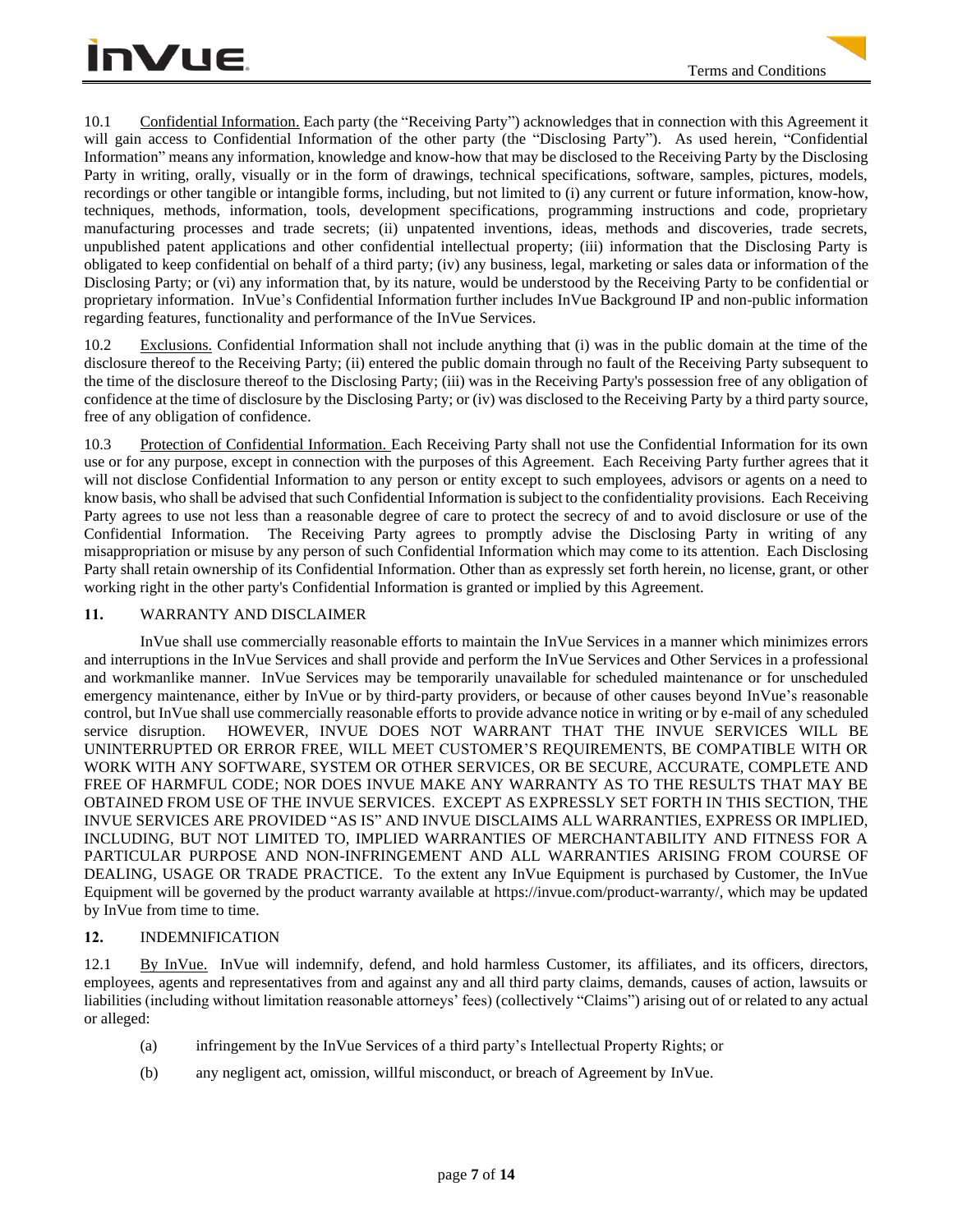10.1 Confidential Information. Each party (the "Receiving Party") acknowledges that in connection with this Agreement it will gain access to Confidential Information of the other party (the "Disclosing Party"). As used herein, "Confidential Information" means any information, knowledge and know-how that may be disclosed to the Receiving Party by the Disclosing Party in writing, orally, visually or in the form of drawings, technical specifications, software, samples, pictures, models, recordings or other tangible or intangible forms, including, but not limited to (i) any current or future information, know-how, techniques, methods, information, tools, development specifications, programming instructions and code, proprietary manufacturing processes and trade secrets; (ii) unpatented inventions, ideas, methods and discoveries, trade secrets, unpublished patent applications and other confidential intellectual property; (iii) information that the Disclosing Party is obligated to keep confidential on behalf of a third party; (iv) any business, legal, marketing or sales data or information of the Disclosing Party; or (vi) any information that, by its nature, would be understood by the Receiving Party to be confidential or proprietary information. InVue's Confidential Information further includes InVue Background IP and non-public information regarding features, functionality and performance of the InVue Services.

10.2 Exclusions. Confidential Information shall not include anything that (i) was in the public domain at the time of the disclosure thereof to the Receiving Party; (ii) entered the public domain through no fault of the Receiving Party subsequent to the time of the disclosure thereof to the Disclosing Party; (iii) was in the Receiving Party's possession free of any obligation of confidence at the time of disclosure by the Disclosing Party; or (iv) was disclosed to the Receiving Party by a third party source, free of any obligation of confidence.

10.3 Protection of Confidential Information. Each Receiving Party shall not use the Confidential Information for its own use or for any purpose, except in connection with the purposes of this Agreement. Each Receiving Party further agrees that it will not disclose Confidential Information to any person or entity except to such employees, advisors or agents on a need to know basis, who shall be advised that such Confidential Information is subject to the confidentiality provisions. Each Receiving Party agrees to use not less than a reasonable degree of care to protect the secrecy of and to avoid disclosure or use of the Confidential Information. The Receiving Party agrees to promptly advise the Disclosing Party in writing of any misappropriation or misuse by any person of such Confidential Information which may come to its attention. Each Disclosing Party shall retain ownership of its Confidential Information. Other than as expressly set forth herein, no license, grant, or other working right in the other party's Confidential Information is granted or implied by this Agreement.

## 11. WARRANTY AND DISCLAIMER

InVue shall use commercially reasonable efforts to maintain the InVue Services in a manner which minimizes errors and interruptions in the InVue Services and shall provide and perform the InVue Services and Other Services in a professional and workmanlike manner. InVue Services may be temporarily unavailable for scheduled maintenance or for unscheduled emergency maintenance, either by InVue or by third-party providers, or because of other causes beyond InVue's reasonable control, but InVue shall use commercially reasonable efforts to provide advance notice in writing or by e-mail of any scheduled service disruption. HOWEVER, INVUE DOES NOT WARRANT THAT THE INVUE SERVICES WILL BE UNINTERRUPTED OR ERROR FREE, WILL MEET CUSTOMER'S REQUIREMENTS, BE COMPATIBLE WITH OR WORK WITH ANY SOFTWARE, SYSTEM OR OTHER SERVICES, OR BE SECURE, ACCURATE, COMPLETE AND FREE OF HARMFUL CODE; NOR DOES INVUE MAKE ANY WARRANTY AS TO THE RESULTS THAT MAY BE OBTAINED FROM USE OF THE INVUE SERVICES. EXCEPT AS EXPRESSLY SET FORTH IN THIS SECTION, THE INVUE SERVICES ARE PROVIDED "AS IS" AND INVUE DISCLAIMS ALL WARRANTIES, EXPRESS OR IMPLIED, INCLUDING, BUT NOT LIMITED TO, IMPLIED WARRANTIES OF MERCHANTABILITY AND FITNESS FOR A PARTICULAR PURPOSE AND NON-INFRINGEMENT AND ALL WARRANTIES ARISING FROM COURSE OF DEALING, USAGE OR TRADE PRACTICE. To the extent any InVue Equipment is purchased by Customer, the InVue Equipment will be governed by the product warranty available at https://invue.com/product-warranty/, which may be updated by InVue from time to time.

## 12. INDEMNIFICATION

12.1 By InVue. InVue will indemnify, defend, and hold harmless Customer, its affiliates, and its officers, directors, employees, agents and representatives from and against any and all third party claims, demands, causes of action, lawsuits or liabilities (including without limitation reasonable attorneys' fees) (collectively "Claims") arising out of or related to any actual or alleged:

(a) infringement by the InVue Services of a third party's Intellectual Property Rights; or

(b) any negligent act, omission, willful misconduct, or breach of Agreement by InVue.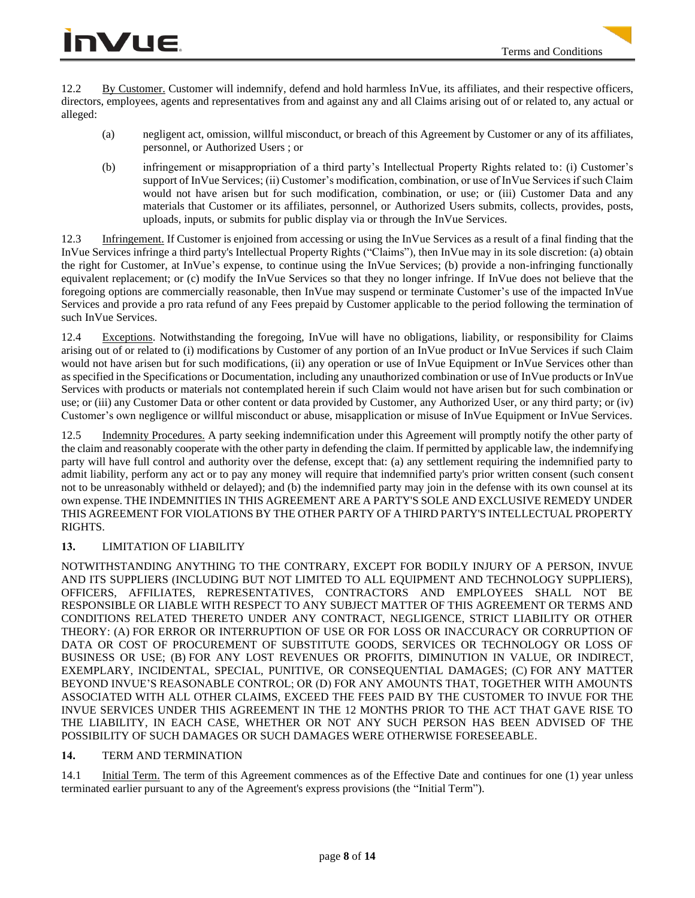12.2 By Customer. Customer will indemnify, defend and hold harmless InVue, its affiliates, and their respective officers, directors, employees, agents and representatives from and against any and all Claims arising out of or related to, any actual or alleged:

(a) negligent act, omission, willful misconduct, or breach of this Agreement by Customer or any of its affiliates, personnel, or Authorized Users ; or

(b) infringement or misappropriation of a third party's Intellectual Property Rights related to: (i) Customer's support of InVue Services; (ii) Customer's modification, combination, or use of InVue Services if such Claim would not have arisen but for such modification, combination, or use; or (iii) Customer Data and any materials that Customer or its affiliates, personnel, or Authorized Users submits, collects, provides, posts, uploads, inputs, or submits for public display via or through the InVue Services.

12.3 Infringement. If Customer is enjoined from accessing or using the InVue Services as a result of a final finding that the InVue Services infringe a third party's Intellectual Property Rights ("Claims"), then InVue may in its sole discretion: (a) obtain the right for Customer, at InVue's expense, to continue using the InVue Services; (b) provide a non-infringing functionally equivalent replacement; or (c) modify the InVue Services so that they no longer infringe. If InVue does not believe that the foregoing options are commercially reasonable, then InVue may suspend or terminate Customer's use of the impacted InVue Services and provide a pro rata refund of any Fees prepaid by Customer applicable to the period following the termination of such InVue Services.

12.4 Exceptions. Notwithstanding the foregoing, InVue will have no obligations, liability, or responsibility for Claims arising out of or related to (i) modifications by Customer of any portion of an InVue product or InVue Services if such Claim would not have arisen but for such modifications, (ii) any operation or use of InVue Equipment or InVue Services other than as specified in the Specifications or Documentation, including any unauthorized combination or use of InVue products or InVue Services with products or materials not contemplated herein if such Claim would not have arisen but for such combination or use; or (iii) any Customer Data or other content or data provided by Customer, any Authorized User, or any third party; or (iv) Customer's own negligence or willful misconduct or abuse, misapplication or misuse of InVue Equipment or InVue Services.

12.5 Indemnity Procedures. A party seeking indemnification under this Agreement will promptly notify the other party of the claim and reasonably cooperate with the other party in defending the claim. If permitted by applicable law, the indemnifying party will have full control and authority over the defense, except that: (a) any settlement requiring the indemnified party to admit liability, perform any act or to pay any money will require that indemnified party's prior written consent (such consent not to be unreasonably withheld or delayed); and (b) the indemnified party may join in the defense with its own counsel at its own expense. THE INDEMNITIES IN THIS AGREEMENT ARE A PARTY'S SOLE AND EXCLUSIVE REMEDY UNDER THIS AGREEMENT FOR VIOLATIONS BY THE OTHER PARTY OF A THIRD PARTY'S INTELLECTUAL PROPERTY RIGHTS.

## 13. LIMITATION OF LIABILITY

NOTWITHSTANDING ANYTHING TO THE CONTRARY, EXCEPT FOR BODILY INJURY OF A PERSON, INVUE AND ITS SUPPLIERS (INCLUDING BUT NOT LIMITED TO ALL EQUIPMENT AND TECHNOLOGY SUPPLIERS), OFFICERS, AFFILIATES, REPRESENTATIVES, CONTRACTORS AND EMPLOYEES SHALL NOT BE RESPONSIBLE OR LIABLE WITH RESPECT TO ANY SUBJECT MATTER OF THIS AGREEMENT OR TERMS AND CONDITIONS RELATED THERETO UNDER ANY CONTRACT, NEGLIGENCE, STRICT LIABILITY OR OTHER THEORY: (A) FOR ERROR OR INTERRUPTION OF USE OR FOR LOSS OR INACCURACY OR CORRUPTION OF DATA OR COST OF PROCUREMENT OF SUBSTITUTE GOODS, SERVICES OR TECHNOLOGY OR LOSS OF BUSINESS OR USE; (B) FOR ANY LOST REVENUES OR PROFITS, DIMINUTION IN VALUE, OR INDIRECT, EXEMPLARY, INCIDENTAL, SPECIAL, PUNITIVE, OR CONSEQUENTIAL DAMAGES; (C) FOR ANY MATTER BEYOND INVUE'S REASONABLE CONTROL; OR (D) FOR ANY AMOUNTS THAT, TOGETHER WITH AMOUNTS ASSOCIATED WITH ALL OTHER CLAIMS, EXCEED THE FEES PAID BY THE CUSTOMER TO INVUE FOR THE INVUE SERVICES UNDER THIS AGREEMENT IN THE 12 MONTHS PRIOR TO THE ACT THAT GAVE RISE TO THE LIABILITY, IN EACH CASE, WHETHER OR NOT ANY SUCH PERSON HAS BEEN ADVISED OF THE POSSIBILITY OF SUCH DAMAGES OR SUCH DAMAGES WERE OTHERWISE FORESEEABLE.

## 14. TERM AND TERMINATION

14.1 Initial Term. The term of this Agreement commences as of the Effective Date and continues for one (1) year unless terminated earlier pursuant to any of the Agreement's express provisions (the "Initial Term").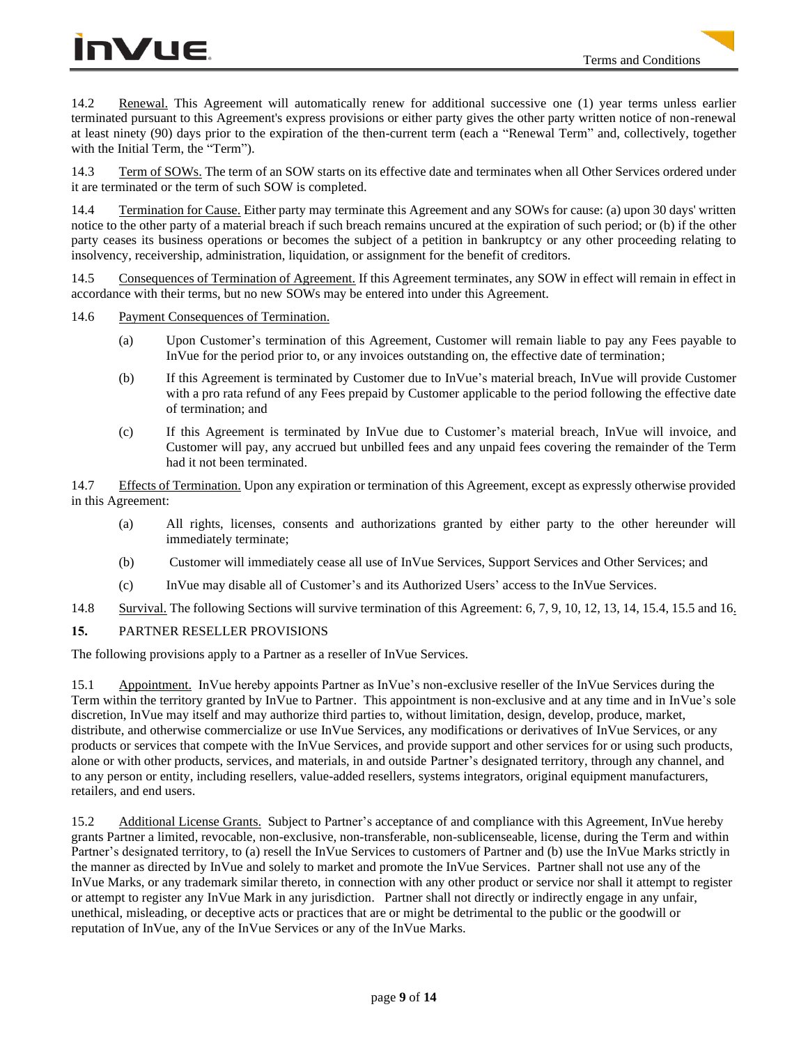14.2 Renewal. This Agreement will automatically renew for additional successive one (1) year terms unless earlier terminated pursuant to this Agreement's express provisions or either party gives the other party written notice of non-renewal at least ninety (90) days prior to the expiration of the then-current term (each a "Renewal Term" and, collectively, together with the Initial Term, the "Term").

14.3 Term of SOWs. The term of an SOW starts on its effective date and terminates when all Other Services ordered under it are terminated or the term of such SOW is completed.

14.4 Termination for Cause. Either party may terminate this Agreement and any SOWs for cause: (a) upon 30 days' written notice to the other party of a material breach if such breach remains uncured at the expiration of such period; or (b) if the other party ceases its business operations or becomes the subject of a petition in bankruptcy or any other proceeding relating to insolvency, receivership, administration, liquidation, or assignment for the benefit of creditors.

14.5 Consequences of Termination of Agreement. If this Agreement terminates, any SOW in effect will remain in effect in accordance with their terms, but no new SOWs may be entered into under this Agreement.

14.6 Payment Consequences of Termination.

(a) Upon Customer's termination of this Agreement, Customer will remain liable to pay any Fees payable to InVue for the period prior to, or any invoices outstanding on, the effective date of termination;

(b) If this Agreement is terminated by Customer due to InVue's material breach, InVue will provide Customer with a pro rata refund of any Fees prepaid by Customer applicable to the period following the effective date of termination; and

(c) If this Agreement is terminated by InVue due to Customer's material breach, InVue will invoice, and Customer will pay, any accrued but unbilled fees and any unpaid fees covering the remainder of the Term had it not been terminated.

14.7 Effects of Termination. Upon any expiration or termination of this Agreement, except as expressly otherwise provided in this Agreement:

(a) All rights, licenses, consents and authorizations granted by either party to the other hereunder will immediately terminate;

(b) Customer will immediately cease all use of InVue Services, Support Services and Other Services; and

(c) InVue may disable all of Customer's and its Authorized Users' access to the InVue Services.

14.8 Survival. The following Sections will survive termination of this Agreement: 6, 7, 9, 10, 12, 13, 14, 15.4, 15.5 and 16.

**15.** PARTNER RESELLER PROVISIONS

The following provisions apply to a Partner as a reseller of InVue Services.

15.1 Appointment. InVue hereby appoints Partner as InVue's non-exclusive reseller of the InVue Services during the Term within the territory granted by InVue to Partner. This appointment is non-exclusive and at any time and in InVue's sole discretion, InVue may itself and may authorize third parties to, without limitation, design, develop, produce, market, distribute, and otherwise commercialize or use InVue Services, any modifications or derivatives of InVue Services, or any products or services that compete with the InVue Services, and provide support and other services for or using such products, alone or with other products, services, and materials, in and outside Partner's designated territory, through any channel, and to any person or entity, including resellers, value-added resellers, systems integrators, original equipment manufacturers, retailers, and end users.

15.2 Additional License Grants. Subject to Partner's acceptance of and compliance with this Agreement, InVue hereby grants Partner a limited, revocable, non-exclusive, non-transferable, non-sublicenseable, license, during the Term and within Partner's designated territory, to (a) resell the InVue Services to customers of Partner and (b) use the InVue Marks strictly in the manner as directed by InVue and solely to market and promote the InVue Services. Partner shall not use any of the InVue Marks, or any trademark similar thereto, in connection with any other product or service nor shall it attempt to register or attempt to register any InVue Mark in any jurisdiction. Partner shall not directly or indirectly engage in any unfair, unethical, misleading, or deceptive acts or practices that are or might be detrimental to the public or the goodwill or reputation of InVue, any of the InVue Services or any of the InVue Marks.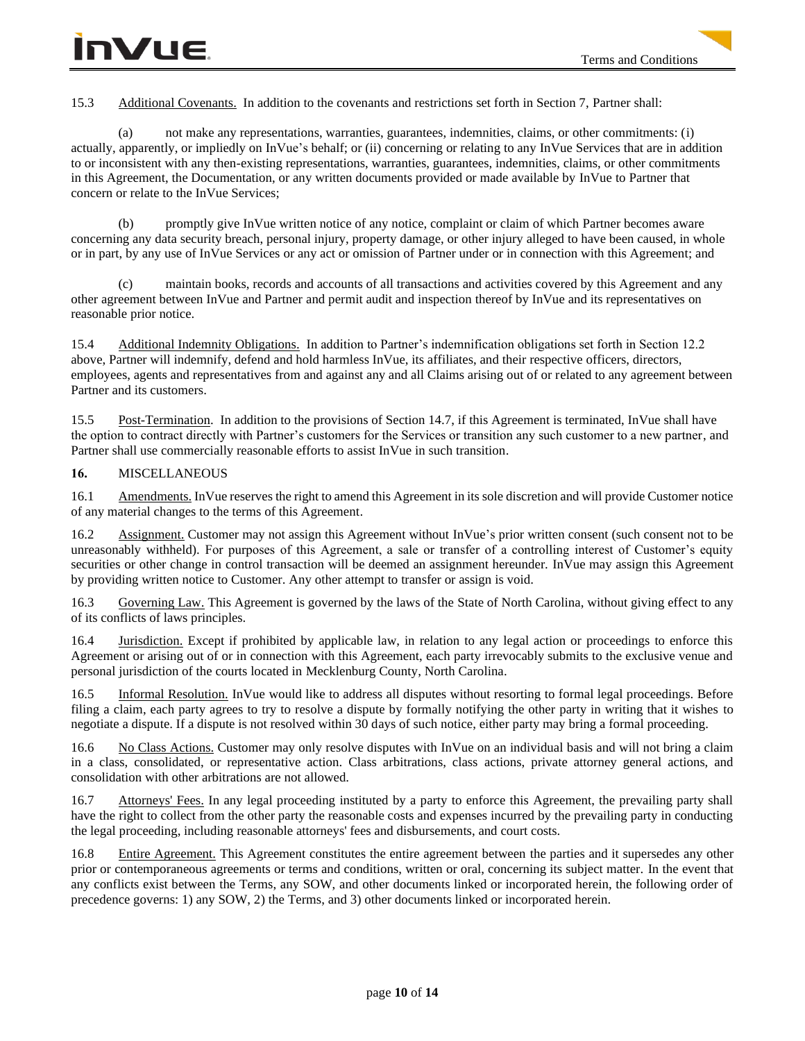15.3 Additional Covenants. In addition to the covenants and restrictions set forth in Section 7, Partner shall:

(a) not make any representations, warranties, guarantees, indemnities, claims, or other commitments: (i) actually, apparently, or impliedly on InVue's behalf; or (ii) concerning or relating to any InVue Services that are in addition to or inconsistent with any then-existing representations, warranties, guarantees, indemnities, claims, or other commitments in this Agreement, the Documentation, or any written documents provided or made available by InVue to Partner that concern or relate to the InVue Services;

(b) promptly give InVue written notice of any notice, complaint or claim of which Partner becomes aware concerning any data security breach, personal injury, property damage, or other injury alleged to have been caused, in whole or in part, by any use of InVue Services or any act or omission of Partner under or in connection with this Agreement; and

(c) maintain books, records and accounts of all transactions and activities covered by this Agreement and any other agreement between InVue and Partner and permit audit and inspection thereof by InVue and its representatives on reasonable prior notice.

15.4 Additional Indemnity Obligations. In addition to Partner's indemnification obligations set forth in Section 12.2 above, Partner will indemnify, defend and hold harmless InVue, its affiliates, and their respective officers, directors, employees, agents and representatives from and against any and all Claims arising out of or related to any agreement between Partner and its customers.

15.5 Post-Termination. In addition to the provisions of Section 14.7, if this Agreement is terminated, InVue shall have the option to contract directly with Partner's customers for the Services or transition any such customer to a new partner, and Partner shall use commercially reasonable efforts to assist InVue in such transition.

**16.** MISCELLANEOUS

16.1 Amendments. InVue reserves the right to amend this Agreement in its sole discretion and will provide Customer notice of any material changes to the terms of this Agreement.

16.2 Assignment. Customer may not assign this Agreement without InVue's prior written consent (such consent not to be unreasonably withheld). For purposes of this Agreement, a sale or transfer of a controlling interest of Customer's equity securities or other change in control transaction will be deemed an assignment hereunder. InVue may assign this Agreement by providing written notice to Customer. Any other attempt to transfer or assign is void.

16.3 Governing Law. This Agreement is governed by the laws of the State of North Carolina, without giving effect to any of its conflicts of laws principles.

16.4 Jurisdiction. Except if prohibited by applicable law, in relation to any legal action or proceedings to enforce this Agreement or arising out of or in connection with this Agreement, each party irrevocably submits to the exclusive venue and personal jurisdiction of the courts located in Mecklenburg County, North Carolina.

16.5 Informal Resolution. InVue would like to address all disputes without resorting to formal legal proceedings. Before filing a claim, each party agrees to try to resolve a dispute by formally notifying the other party in writing that it wishes to negotiate a dispute. If a dispute is not resolved within 30 days of such notice, either party may bring a formal proceeding.

16.6 No Class Actions. Customer may only resolve disputes with InVue on an individual basis and will not bring a claim in a class, consolidated, or representative action. Class arbitrations, class actions, private attorney general actions, and consolidation with other arbitrations are not allowed.

16.7 Attorneys' Fees. In any legal proceeding instituted by a party to enforce this Agreement, the prevailing party shall have the right to collect from the other party the reasonable costs and expenses incurred by the prevailing party in conducting the legal proceeding, including reasonable attorneys' fees and disbursements, and court costs.

16.8 Entire Agreement. This Agreement constitutes the entire agreement between the parties and it supersedes any other prior or contemporaneous agreements or terms and conditions, written or oral, concerning its subject matter. In the event that any conflicts exist between the Terms, any SOW, and other documents linked or incorporated herein, the following order of precedence governs: 1) any SOW, 2) the Terms, and 3) other documents linked or incorporated herein.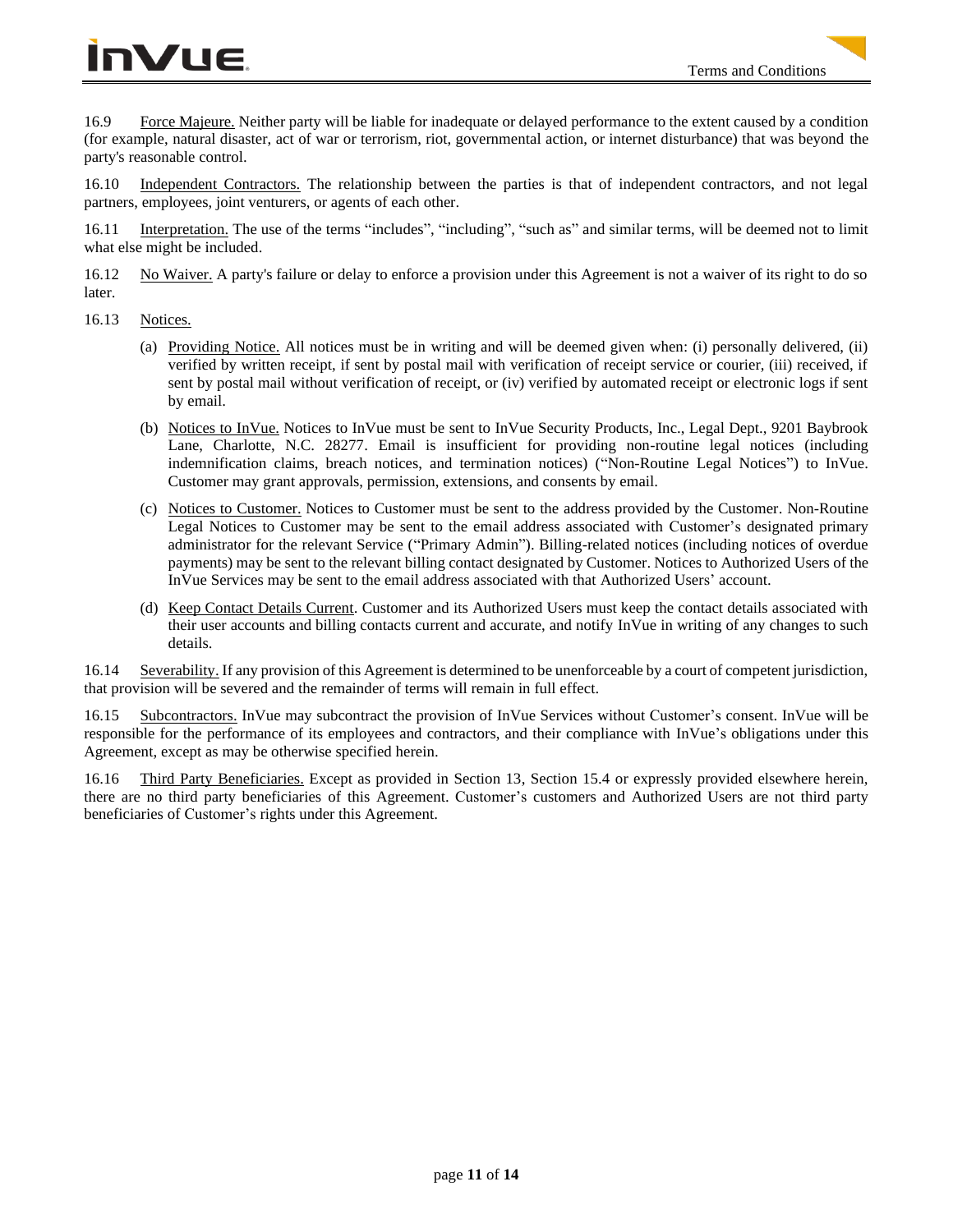16.9 Force Majeure. Neither party will be liable for inadequate or delayed performance to the extent caused by a condition (for example, natural disaster, act of war or terrorism, riot, governmental action, or internet disturbance) that was beyond the party's reasonable control.

16.10 Independent Contractors. The relationship between the parties is that of independent contractors, and not legal partners, employees, joint venturers, or agents of each other.

16.11 Interpretation. The use of the terms "includes", "including", "such as" and similar terms, will be deemed not to limit what else might be included.

16.12 No Waiver. A party's failure or delay to enforce a provision under this Agreement is not a waiver of its right to do so later.

16.13 Notices.

(a) Providing Notice. All notices must be in writing and will be deemed given when: (i) personally delivered, (ii) verified by written receipt, if sent by postal mail with verification of receipt service or courier, (iii) received, if sent by postal mail without verification of receipt, or (iv) verified by automated receipt or electronic logs if sent by email.

(b) Notices to InVue. Notices to InVue must be sent to InVue Security Products, Inc., Legal Dept., 9201 Baybrook Lane, Charlotte, N.C. 28277. Email is insufficient for providing non-routine legal notices (including indemnification claims, breach notices, and termination notices) ("Non-Routine Legal Notices") to InVue. Customer may grant approvals, permission, extensions, and consents by email.

(c) Notices to Customer. Notices to Customer must be sent to the address provided by the Customer. Non-Routine Legal Notices to Customer may be sent to the email address associated with Customer's designated primary administrator for the relevant Service ("Primary Admin"). Billing-related notices (including notices of overdue payments) may be sent to the relevant billing contact designated by Customer. Notices to Authorized Users of the InVue Services may be sent to the email address associated with that Authorized Users' account.

(d) Keep Contact Details Current. Customer and its Authorized Users must keep the contact details associated with their user accounts and billing contacts current and accurate, and notify InVue in writing of any changes to such details.

16.14 Severability. If any provision of this Agreement is determined to be unenforceable by a court of competent jurisdiction, that provision will be severed and the remainder of terms will remain in full effect.

16.15 Subcontractors. InVue may subcontract the provision of InVue Services without Customer's consent. InVue will be responsible for the performance of its employees and contractors, and their compliance with InVue's obligations under this Agreement, except as may be otherwise specified herein.

16.16 Third Party Beneficiaries. Except as provided in Section 13, Section 15.4 or expressly provided elsewhere herein, there are no third party beneficiaries of this Agreement. Customer's customers and Authorized Users are not third party beneficiaries of Customer's rights under this Agreement.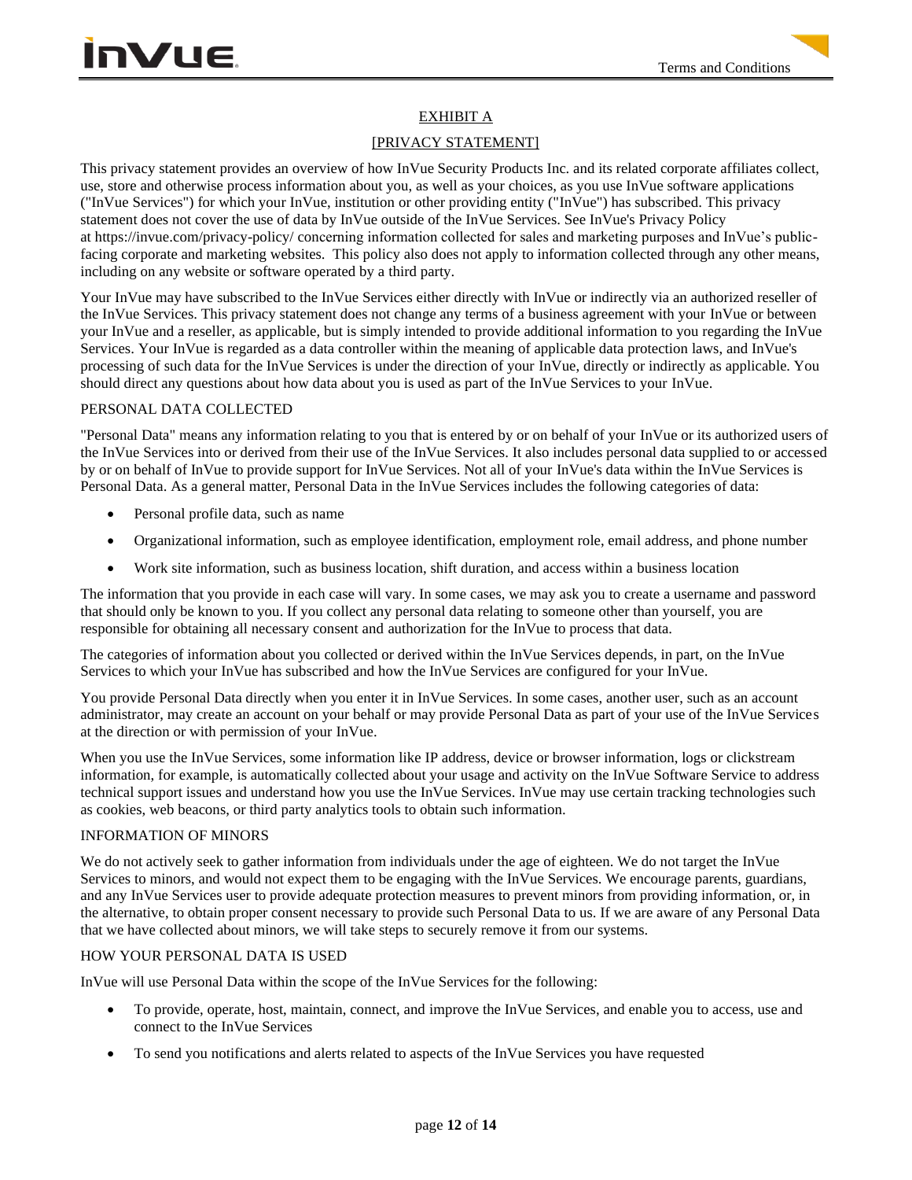## EXHIBIT A

## [PRIVACY STATEMENT]

This privacy statement provides an overview of how InVue Security Products Inc. and its related corporate affiliates collect, use, store and otherwise process information about you, as well as your choices, as you use InVue software applications ("InVue Services") for which your InVue, institution or other providing entity ("InVue") has subscribed. This privacy statement does not cover the use of data by InVue outside of the InVue Services. See InVue's Privacy Policy at https://invue.com/privacy-policy/ concerning information collected for sales and marketing purposes and InVue's public-facing corporate and marketing websites. This policy also does not apply to information collected through any other means, including on any website or software operated by a third party.

Your InVue may have subscribed to the InVue Services either directly with InVue or indirectly via an authorized reseller of the InVue Services. This privacy statement does not change any terms of a business agreement with your InVue or between your InVue and a reseller, as applicable, but is simply intended to provide additional information to you regarding the InVue Services. Your InVue is regarded as a data controller within the meaning of applicable data protection laws, and InVue's processing of such data for the InVue Services is under the direction of your InVue, directly or indirectly as applicable. You should direct any questions about how data about you is used as part of the InVue Services to your InVue.

### PERSONAL DATA COLLECTED

"Personal Data" means any information relating to you that is entered by or on behalf of your InVue or its authorized users of the InVue Services into or derived from their use of the InVue Services. It also includes personal data supplied to or accessed by or on behalf of InVue to provide support for InVue Services. Not all of your InVue's data within the InVue Services is Personal Data. As a general matter, Personal Data in the InVue Services includes the following categories of data:

- Personal profile data, such as name
- Organizational information, such as employee identification, employment role, email address, and phone number
- Work site information, such as business location, shift duration, and access within a business location

The information that you provide in each case will vary. In some cases, we may ask you to create a username and password that should only be known to you. If you collect any personal data relating to someone other than yourself, you are responsible for obtaining all necessary consent and authorization for the InVue to process that data.

The categories of information about you collected or derived within the InVue Services depends, in part, on the InVue Services to which your InVue has subscribed and how the InVue Services are configured for your InVue.

You provide Personal Data directly when you enter it in InVue Services. In some cases, another user, such as an account administrator, may create an account on your behalf or may provide Personal Data as part of your use of the InVue Services at the direction or with permission of your InVue.

When you use the InVue Services, some information like IP address, device or browser information, logs or clickstream information, for example, is automatically collected about your usage and activity on the InVue Software Service to address technical support issues and understand how you use the InVue Services. InVue may use certain tracking technologies such as cookies, web beacons, or third party analytics tools to obtain such information.

### INFORMATION OF MINORS

We do not actively seek to gather information from individuals under the age of eighteen. We do not target the InVue Services to minors, and would not expect them to be engaging with the InVue Services. We encourage parents, guardians, and any InVue Services user to provide adequate protection measures to prevent minors from providing information, or, in the alternative, to obtain proper consent necessary to provide such Personal Data to us. If we are aware of any Personal Data that we have collected about minors, we will take steps to securely remove it from our systems.

### HOW YOUR PERSONAL DATA IS USED

InVue will use Personal Data within the scope of the InVue Services for the following:

- To provide, operate, host, maintain, connect, and improve the InVue Services, and enable you to access, use and connect to the InVue Services
- To send you notifications and alerts related to aspects of the InVue Services you have requested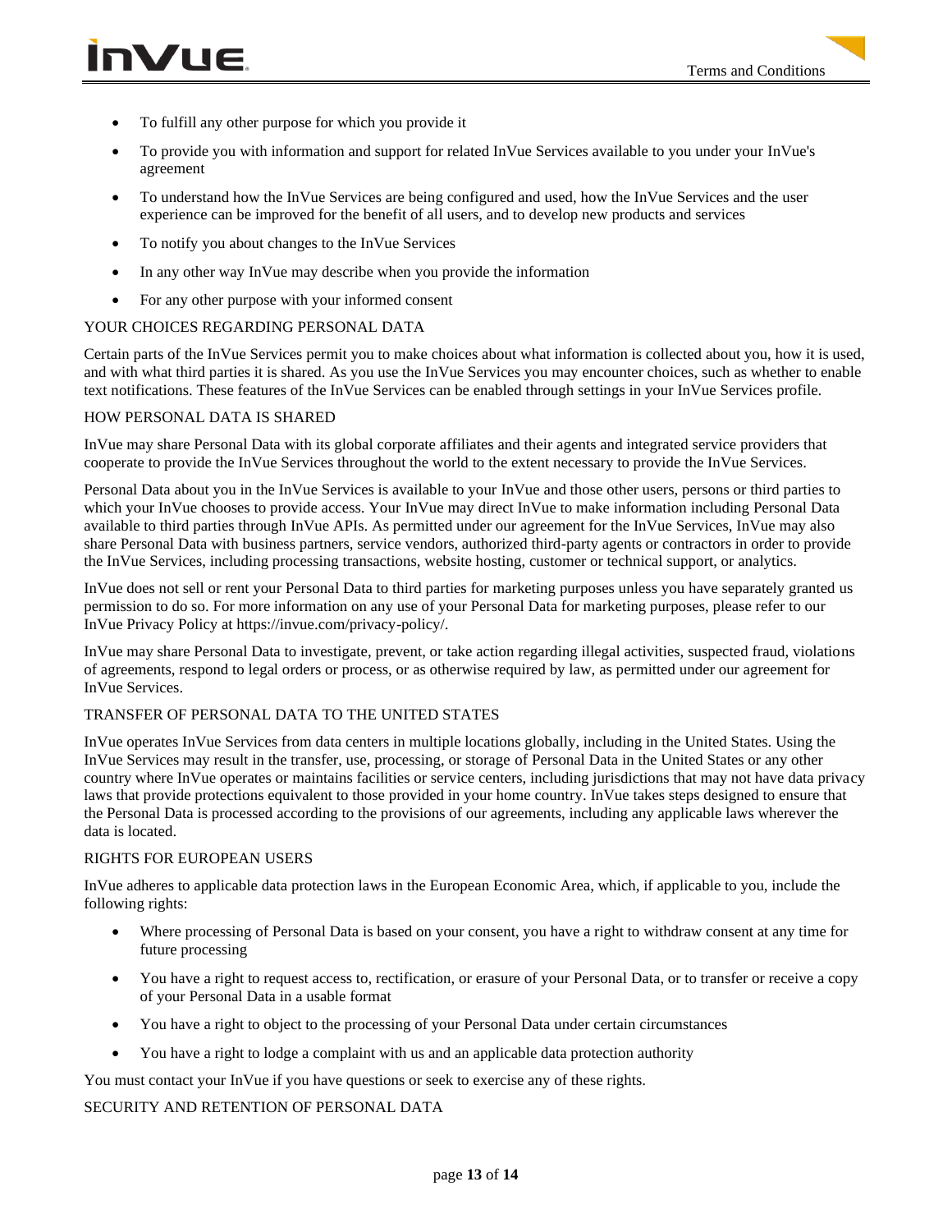- To fulfill any other purpose for which you provide it
- To provide you with information and support for related InVue Services available to you under your InVue's agreement
- To understand how the InVue Services are being configured and used, how the InVue Services and the user experience can be improved for the benefit of all users, and to develop new products and services
- To notify you about changes to the InVue Services
- In any other way InVue may describe when you provide the information
- For any other purpose with your informed consent

YOUR CHOICES REGARDING PERSONAL DATA

Certain parts of the InVue Services permit you to make choices about what information is collected about you, how it is used, and with what third parties it is shared. As you use the InVue Services you may encounter choices, such as whether to enable text notifications. These features of the InVue Services can be enabled through settings in your InVue Services profile.

HOW PERSONAL DATA IS SHARED

InVue may share Personal Data with its global corporate affiliates and their agents and integrated service providers that cooperate to provide the InVue Services throughout the world to the extent necessary to provide the InVue Services.

Personal Data about you in the InVue Services is available to your InVue and those other users, persons or third parties to which your InVue chooses to provide access. Your InVue may direct InVue to make information including Personal Data available to third parties through InVue APIs. As permitted under our agreement for the InVue Services, InVue may also share Personal Data with business partners, service vendors, authorized third-party agents or contractors in order to provide the InVue Services, including processing transactions, website hosting, customer or technical support, or analytics.

InVue does not sell or rent your Personal Data to third parties for marketing purposes unless you have separately granted us permission to do so. For more information on any use of your Personal Data for marketing purposes, please refer to our InVue Privacy Policy at https://invue.com/privacy-policy/.

InVue may share Personal Data to investigate, prevent, or take action regarding illegal activities, suspected fraud, violations of agreements, respond to legal orders or process, or as otherwise required by law, as permitted under our agreement for InVue Services.

TRANSFER OF PERSONAL DATA TO THE UNITED STATES

InVue operates InVue Services from data centers in multiple locations globally, including in the United States. Using the InVue Services may result in the transfer, use, processing, or storage of Personal Data in the United States or any other country where InVue operates or maintains facilities or service centers, including jurisdictions that may not have data privacy laws that provide protections equivalent to those provided in your home country. InVue takes steps designed to ensure that the Personal Data is processed according to the provisions of our agreements, including any applicable laws wherever the data is located.

RIGHTS FOR EUROPEAN USERS

InVue adheres to applicable data protection laws in the European Economic Area, which, if applicable to you, include the following rights:

- Where processing of Personal Data is based on your consent, you have a right to withdraw consent at any time for future processing
- You have a right to request access to, rectification, or erasure of your Personal Data, or to transfer or receive a copy of your Personal Data in a usable format
- You have a right to object to the processing of your Personal Data under certain circumstances
- You have a right to lodge a complaint with us and an applicable data protection authority

You must contact your InVue if you have questions or seek to exercise any of these rights.

SECURITY AND RETENTION OF PERSONAL DATA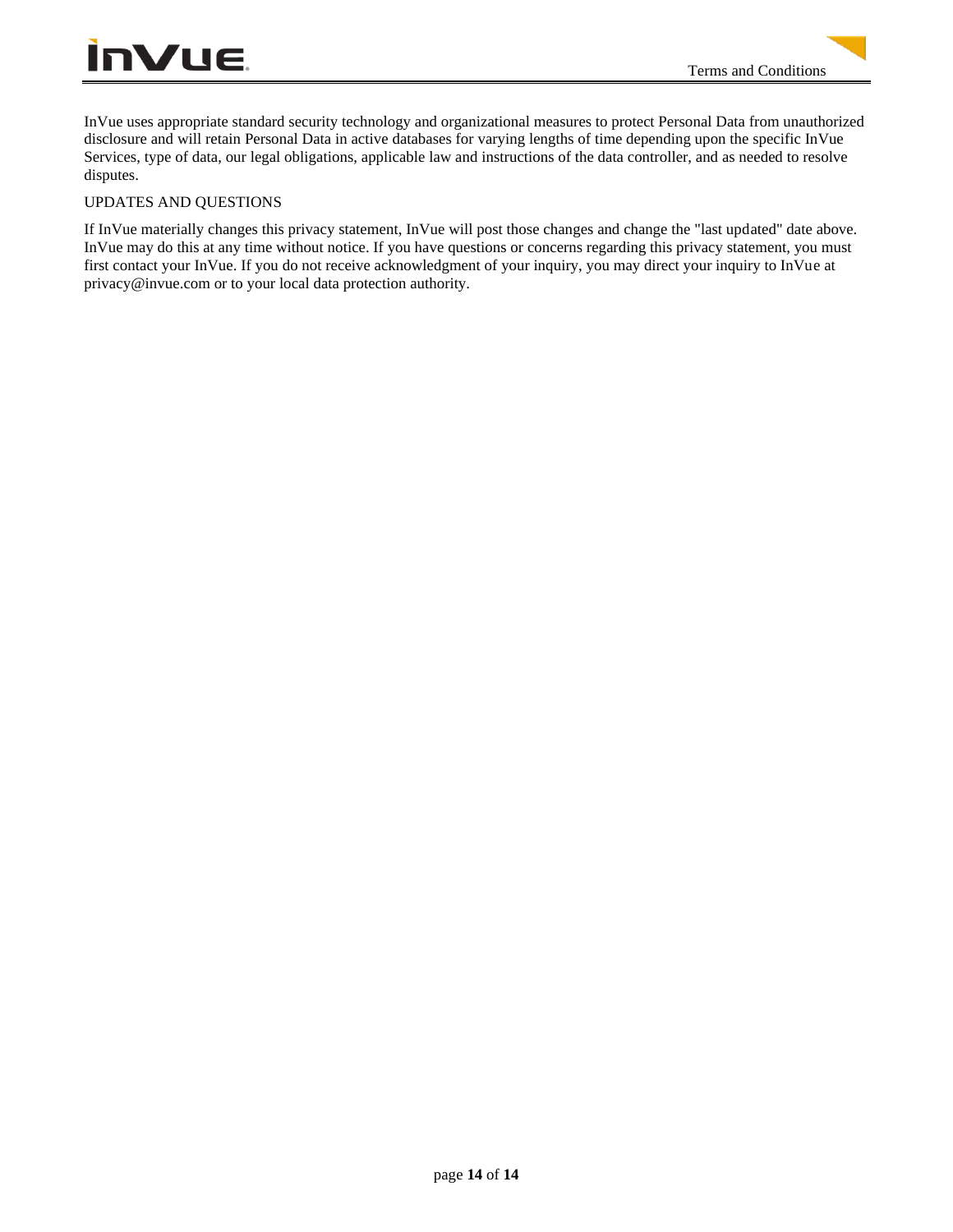InVue uses appropriate standard security technology and organizational measures to protect Personal Data from unauthorized disclosure and will retain Personal Data in active databases for varying lengths of time depending upon the specific InVue Services, type of data, our legal obligations, applicable law and instructions of the data controller, and as needed to resolve disputes.

UPDATES AND QUESTIONS

If InVue materially changes this privacy statement, InVue will post those changes and change the "last updated" date above. InVue may do this at any time without notice. If you have questions or concerns regarding this privacy statement, you must first contact your InVue. If you do not receive acknowledgment of your inquiry, you may direct your inquiry to InVue at privacy@invue.com or to your local data protection authority.